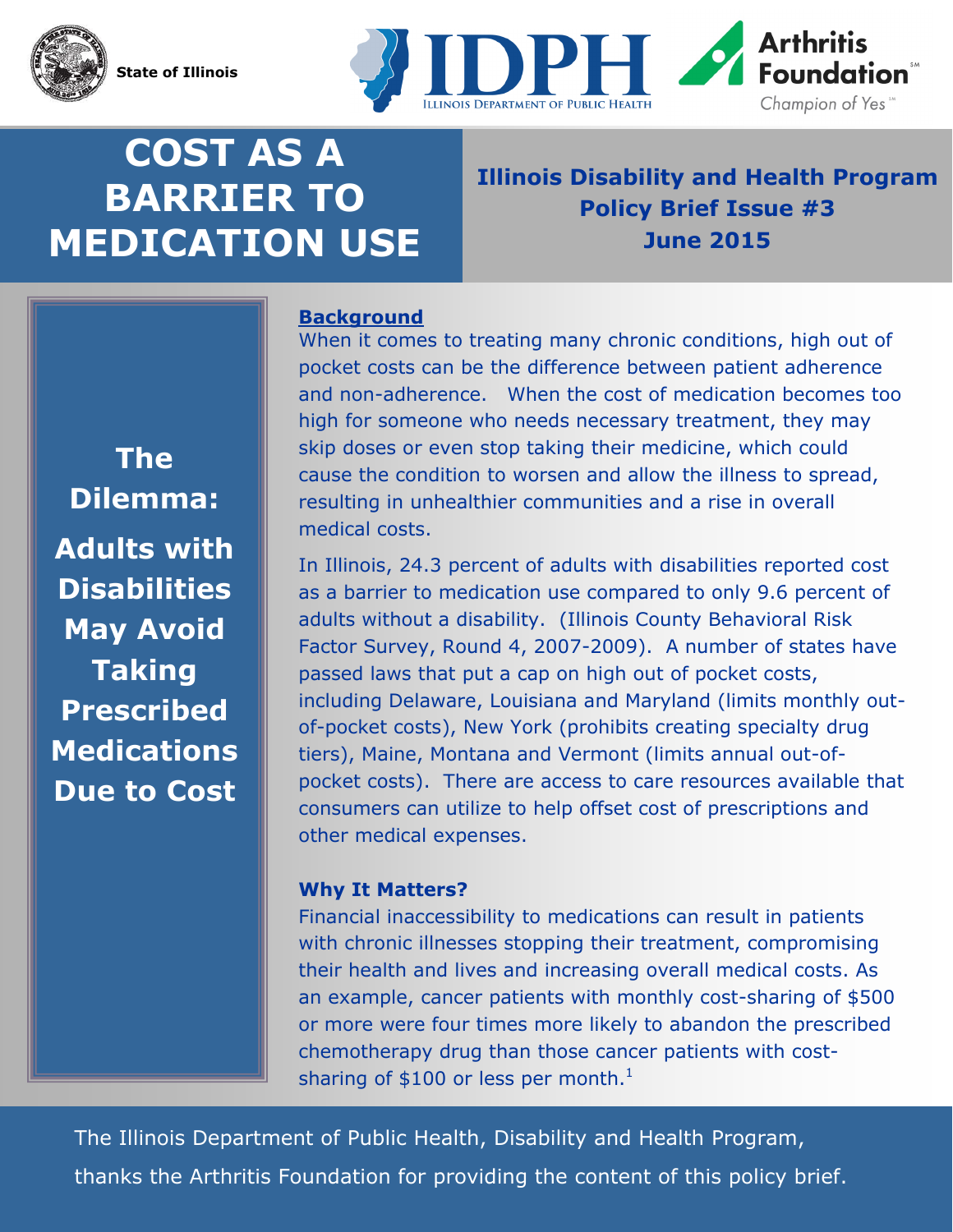State of Illinois

IDPH — Illinois Department of Public Health

Arthritis Foundation — Champion of Yes

# COST AS A BARRIER TO MEDICATION USE

**Illinois Disability and Health Program**
**Policy Brief Issue #3**
**June 2015**

## The Dilemma: Adults with Disabilities May Avoid Taking Prescribed Medications Due to Cost

### Background

When it comes to treating many chronic conditions, high out of pocket costs can be the difference between patient adherence and non-adherence. When the cost of medication becomes too high for someone who needs necessary treatment, they may skip doses or even stop taking their medicine, which could cause the condition to worsen and allow the illness to spread, resulting in unhealthier communities and a rise in overall medical costs.

In Illinois, 24.3 percent of adults with disabilities reported cost as a barrier to medication use compared to only 9.6 percent of adults without a disability. (Illinois County Behavioral Risk Factor Survey, Round 4, 2007-2009). A number of states have passed laws that put a cap on high out of pocket costs, including Delaware, Louisiana and Maryland (limits monthly out-of-pocket costs), New York (prohibits creating specialty drug tiers), Maine, Montana and Vermont (limits annual out-of-pocket costs). There are access to care resources available that consumers can utilize to help offset cost of prescriptions and other medical expenses.

### Why It Matters?

Financial inaccessibility to medications can result in patients with chronic illnesses stopping their treatment, compromising their health and lives and increasing overall medical costs. As an example, cancer patients with monthly cost-sharing of $500 or more were four times more likely to abandon the prescribed chemotherapy drug than those cancer patients with cost-sharing of $100 or less per month.[1]

The Illinois Department of Public Health, Disability and Health Program, thanks the Arthritis Foundation for providing the content of this policy brief.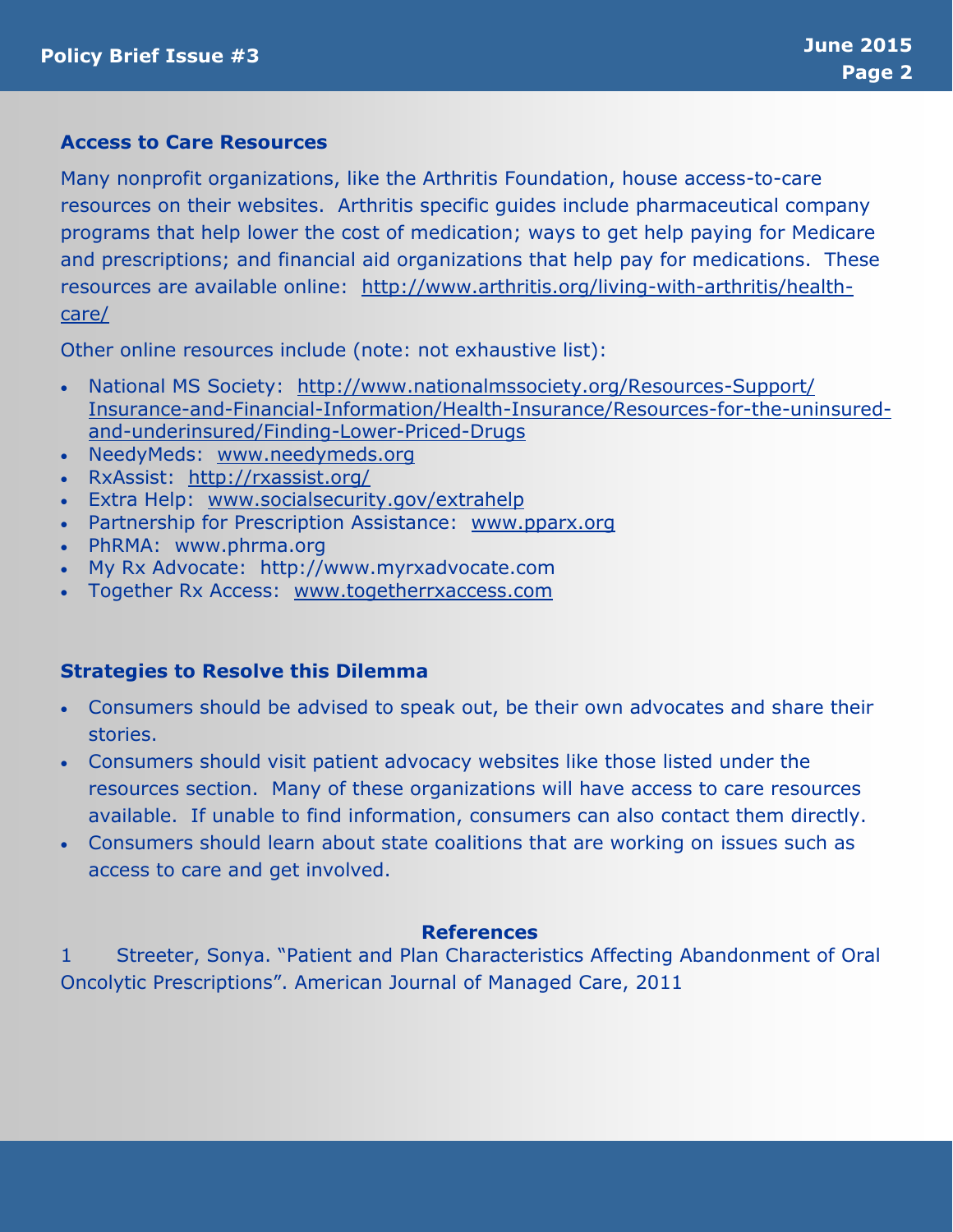## Access to Care Resources

Many nonprofit organizations, like the Arthritis Foundation, house access-to-care resources on their websites. Arthritis specific guides include pharmaceutical company programs that help lower the cost of medication; ways to get help paying for Medicare and prescriptions; and financial aid organizations that help pay for medications. These resources are available online: http://www.arthritis.org/living-with-arthritis/health-care/

Other online resources include (note: not exhaustive list):

- National MS Society: http://www.nationalmssociety.org/Resources-Support/Insurance-and-Financial-Information/Health-Insurance/Resources-for-the-uninsured-and-underinsured/Finding-Lower-Priced-Drugs
- NeedyMeds: www.needymeds.org
- RxAssist: http://rxassist.org/
- Extra Help: www.socialsecurity.gov/extrahelp
- Partnership for Prescription Assistance: www.pparx.org
- PhRMA: www.phrma.org
- My Rx Advocate: http://www.myrxadvocate.com
- Together Rx Access: www.togetherrxaccess.com

## Strategies to Resolve this Dilemma

- Consumers should be advised to speak out, be their own advocates and share their stories.
- Consumers should visit patient advocacy websites like those listed under the resources section. Many of these organizations will have access to care resources available. If unable to find information, consumers can also contact them directly.
- Consumers should learn about state coalitions that are working on issues such as access to care and get involved.

## References

1 Streeter, Sonya. "Patient and Plan Characteristics Affecting Abandonment of Oral Oncolytic Prescriptions". American Journal of Managed Care, 2011